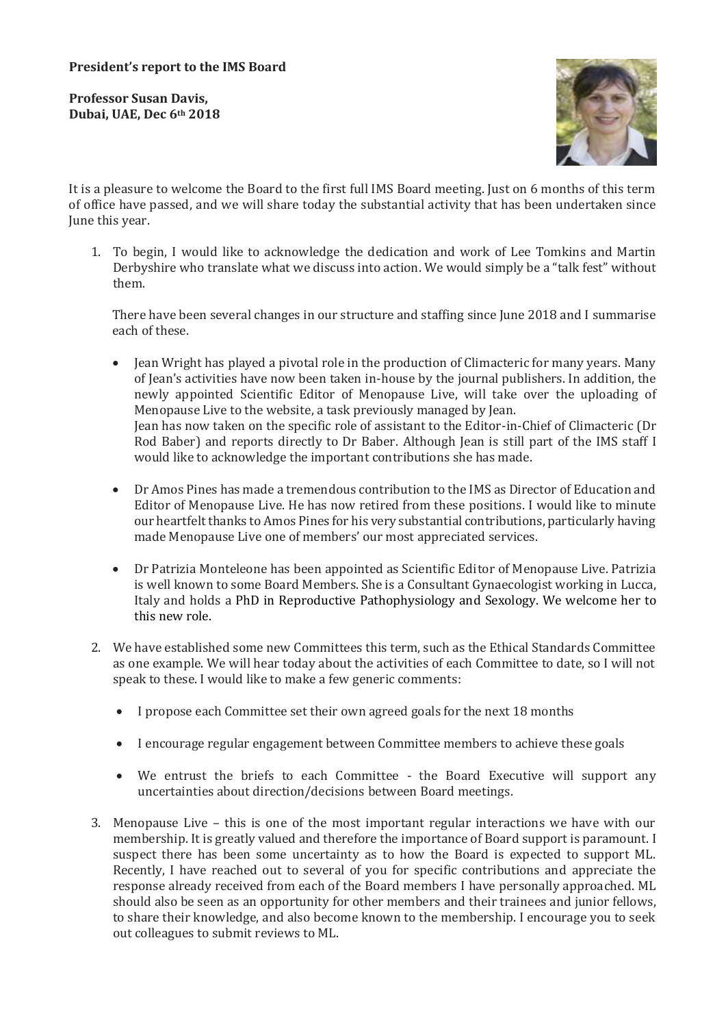**President's report to the IMS Board**

**Professor Susan Davis,**
**Dubai, UAE, Dec 6th 2018**

It is a pleasure to welcome the Board to the first full IMS Board meeting. Just on 6 months of this term of office have passed, and we will share today the substantial activity that has been undertaken since June this year.

1. To begin, I would like to acknowledge the dedication and work of Lee Tomkins and Martin Derbyshire who translate what we discuss into action. We would simply be a "talk fest" without them.

   There have been several changes in our structure and staffing since June 2018 and I summarise each of these.

   - Jean Wright has played a pivotal role in the production of Climacteric for many years. Many of Jean's activities have now been taken in-house by the journal publishers. In addition, the newly appointed Scientific Editor of Menopause Live, will take over the uploading of Menopause Live to the website, a task previously managed by Jean.
     Jean has now taken on the specific role of assistant to the Editor-in-Chief of Climacteric (Dr Rod Baber) and reports directly to Dr Baber. Although Jean is still part of the IMS staff I would like to acknowledge the important contributions she has made.

   - Dr Amos Pines has made a tremendous contribution to the IMS as Director of Education and Editor of Menopause Live. He has now retired from these positions. I would like to minute our heartfelt thanks to Amos Pines for his very substantial contributions, particularly having made Menopause Live one of members' our most appreciated services.

   - Dr Patrizia Monteleone has been appointed as Scientific Editor of Menopause Live. Patrizia is well known to some Board Members. She is a Consultant Gynaecologist working in Lucca, Italy and holds a PhD in Reproductive Pathophysiology and Sexology. We welcome her to this new role.

2. We have established some new Committees this term, such as the Ethical Standards Committee as one example. We will hear today about the activities of each Committee to date, so I will not speak to these. I would like to make a few generic comments:

   - I propose each Committee set their own agreed goals for the next 18 months

   - I encourage regular engagement between Committee members to achieve these goals

   - We entrust the briefs to each Committee - the Board Executive will support any uncertainties about direction/decisions between Board meetings.

3. Menopause Live – this is one of the most important regular interactions we have with our membership. It is greatly valued and therefore the importance of Board support is paramount. I suspect there has been some uncertainty as to how the Board is expected to support ML. Recently, I have reached out to several of you for specific contributions and appreciate the response already received from each of the Board members I have personally approached. ML should also be seen as an opportunity for other members and their trainees and junior fellows, to share their knowledge, and also become known to the membership. I encourage you to seek out colleagues to submit reviews to ML.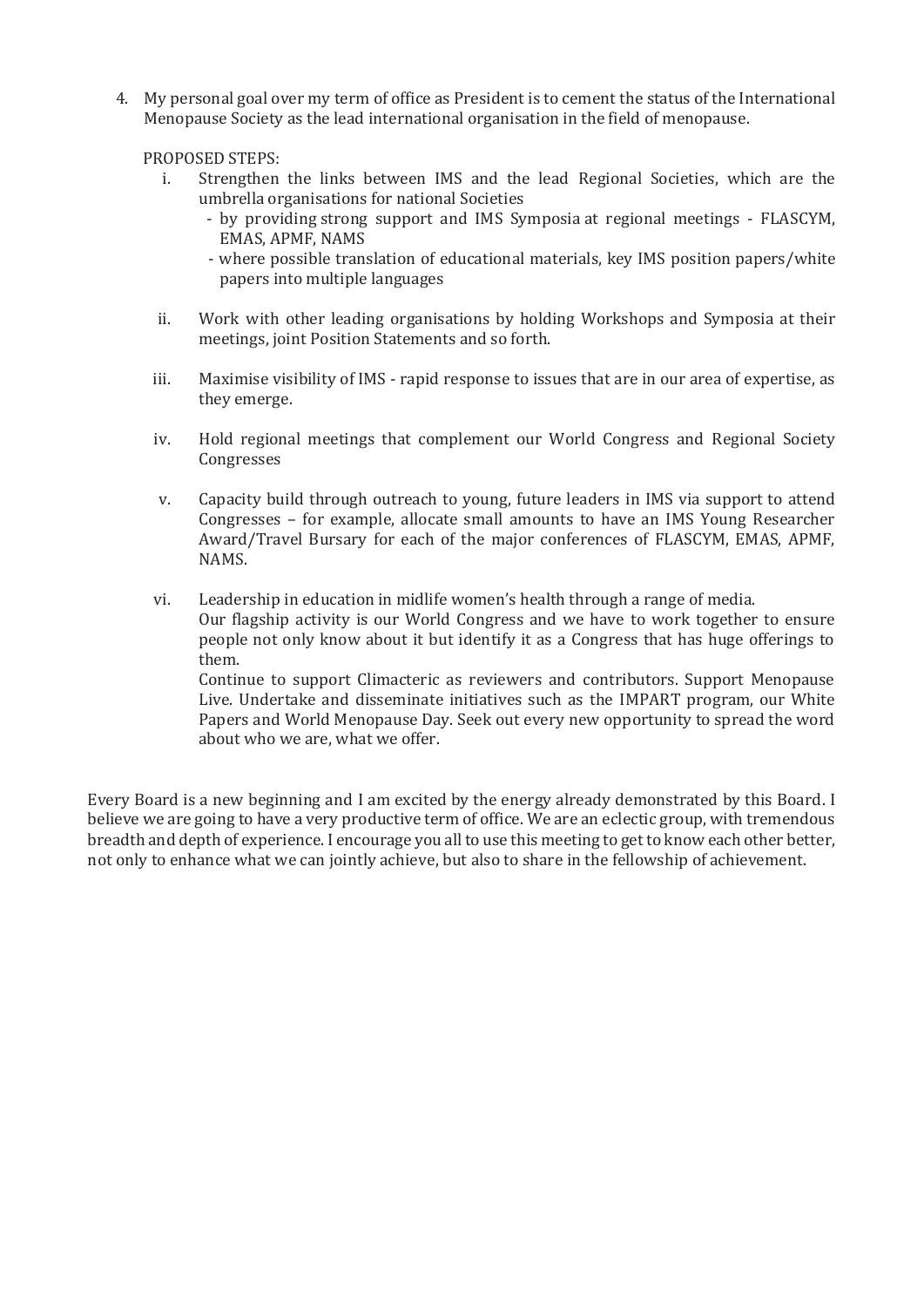4. My personal goal over my term of office as President is to cement the status of the International Menopause Society as the lead international organisation in the field of menopause.

   PROPOSED STEPS:

   i. Strengthen the links between IMS and the lead Regional Societies, which are the umbrella organisations for national Societies
      - by providing strong support and IMS Symposia at regional meetings - FLASCYM, EMAS, APMF, NAMS
      - where possible translation of educational materials, key IMS position papers/white papers into multiple languages

   ii. Work with other leading organisations by holding Workshops and Symposia at their meetings, joint Position Statements and so forth.

   iii. Maximise visibility of IMS - rapid response to issues that are in our area of expertise, as they emerge.

   iv. Hold regional meetings that complement our World Congress and Regional Society Congresses

   v. Capacity build through outreach to young, future leaders in IMS via support to attend Congresses – for example, allocate small amounts to have an IMS Young Researcher Award/Travel Bursary for each of the major conferences of FLASCYM, EMAS, APMF, NAMS.

   vi. Leadership in education in midlife women's health through a range of media.
   Our flagship activity is our World Congress and we have to work together to ensure people not only know about it but identify it as a Congress that has huge offerings to them.
   Continue to support Climacteric as reviewers and contributors. Support Menopause Live. Undertake and disseminate initiatives such as the IMPART program, our White Papers and World Menopause Day. Seek out every new opportunity to spread the word about who we are, what we offer.

Every Board is a new beginning and I am excited by the energy already demonstrated by this Board. I believe we are going to have a very productive term of office. We are an eclectic group, with tremendous breadth and depth of experience. I encourage you all to use this meeting to get to know each other better, not only to enhance what we can jointly achieve, but also to share in the fellowship of achievement.